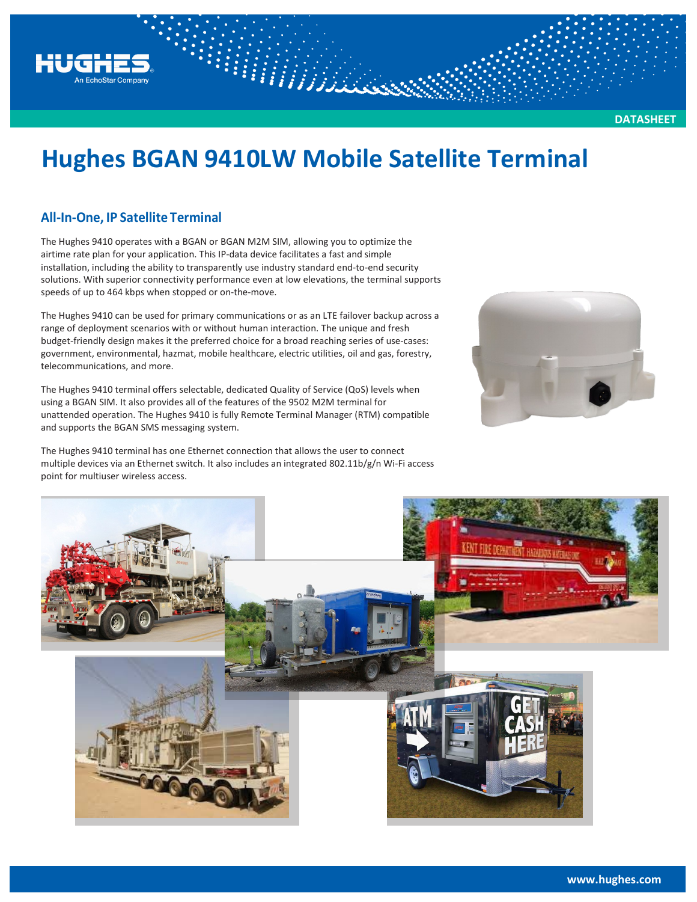# Hughes BGAN 9410LW Mobile Satellite Terminal

## All-In-One, IP Satellite Terminal

The Hughes 9410 operates with a BGAN or BGAN M2M SIM, allowing you to optimize the airtime rate plan for your application. This IP-data device facilitates a fast and simple installation, including the ability to transparently use industry standard end-to-end security solutions. With superior connectivity performance even at low elevations, the terminal supports speeds of up to 464 kbps when stopped or on-the-move.

The Hughes 9410 can be used for primary communications or as an LTE failover backup across a range of deployment scenarios with or without human interaction. The unique and fresh budget-friendly design makes it the preferred choice for a broad reaching series of use-cases: government, environmental, hazmat, mobile healthcare, electric utilities, oil and gas, forestry, telecommunications, and more.

The Hughes 9410 terminal offers selectable, dedicated Quality of Service (QoS) levels when using a BGAN SIM. It also provides all of the features of the 9502 M2M terminal for unattended operation. The Hughes 9410 is fully Remote Terminal Manager (RTM) compatible and supports the BGAN SMS messaging system.

The Hughes 9410 terminal has one Ethernet connection that allows the user to connect multiple devices via an Ethernet switch. It also includes an integrated 802.11b/g/n Wi-Fi access point for multiuser wireless access.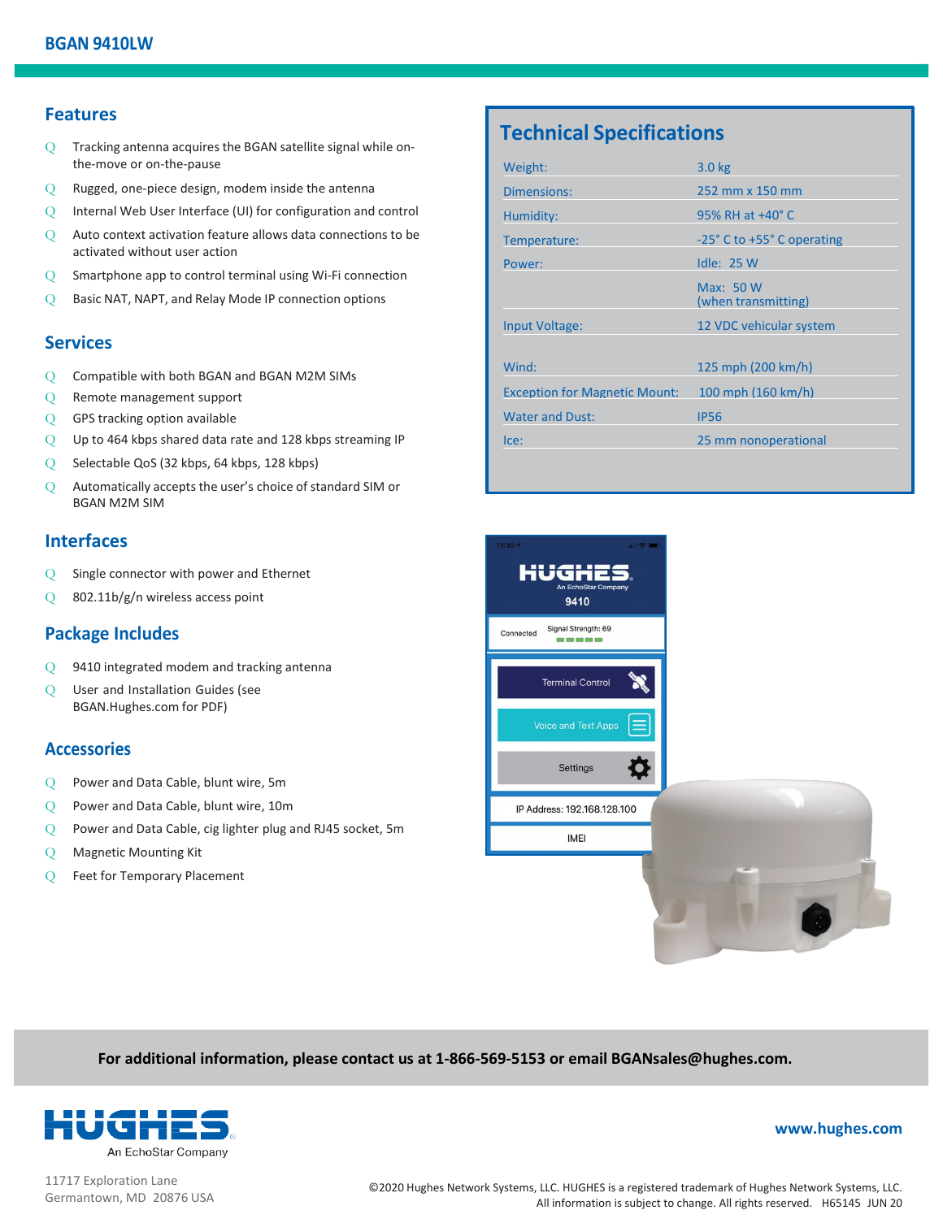## BGAN 9410LW

## Features

- Tracking antenna acquires the BGAN satellite signal while on-the-move or on-the-pause
- Rugged, one-piece design, modem inside the antenna
- Internal Web User Interface (UI) for configuration and control
- Auto context activation feature allows data connections to be activated without user action
- Smartphone app to control terminal using Wi-Fi connection
- Basic NAT, NAPT, and Relay Mode IP connection options

## Services

- Compatible with both BGAN and BGAN M2M SIMs
- Remote management support
- GPS tracking option available
- Up to 464 kbps shared data rate and 128 kbps streaming IP
- Selectable QoS (32 kbps, 64 kbps, 128 kbps)
- Automatically accepts the user's choice of standard SIM or BGAN M2M SIM

## Interfaces

- Single connector with power and Ethernet
- 802.11b/g/n wireless access point

## Package Includes

- 9410 integrated modem and tracking antenna
- User and Installation Guides (see BGAN.Hughes.com for PDF)

## Accessories

- Power and Data Cable, blunt wire, 5m
- Power and Data Cable, blunt wire, 10m
- Power and Data Cable, cig lighter plug and RJ45 socket, 5m
- Magnetic Mounting Kit
- Feet for Temporary Placement

## Technical Specifications

| | |
|---|---|
| Weight: | 3.0 kg |
| Dimensions: | 252 mm x 150 mm |
| Humidity: | 95% RH at +40° C |
| Temperature: | -25° C to +55° C operating |
| Power: | Idle: 25 W |
| | Max: 50 W (when transmitting) |
| Input Voltage: | 12 VDC vehicular system |
| Wind: | 125 mph (200 km/h) |
| Exception for Magnetic Mount: | 100 mph (160 km/h) |
| Water and Dust: | IP56 |
| Ice: | 25 mm nonoperational |

**For additional information, please contact us at 1-866-569-5153 or email BGANsales@hughes.com.**

HUGHES
An EchoStar Company

www.hughes.com

11717 Exploration Lane
Germantown, MD 20876 USA

©2020 Hughes Network Systems, LLC. HUGHES is a registered trademark of Hughes Network Systems, LLC. All information is subject to change. All rights reserved. H65145 JUN 20